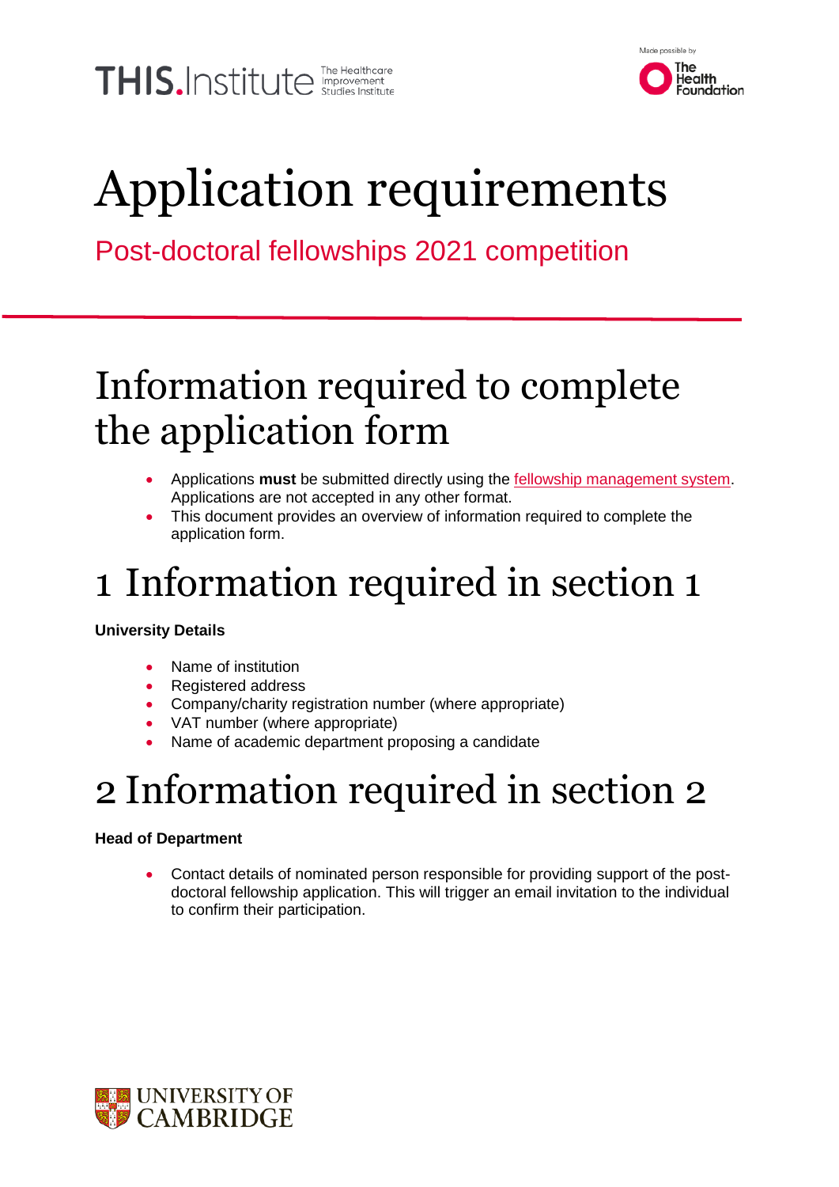# Application requirements

Post-doctoral fellowships 2021 competition

## Information required to complete the application form

- Applications **must** be submitted directly using the fellowship management system. Applications are not accepted in any other format.
- This document provides an overview of information required to complete the application form.

## 1 Information required in section 1

**University Details**

- Name of institution
- Registered address
- Company/charity registration number (where appropriate)
- VAT number (where appropriate)
- Name of academic department proposing a candidate

## 2 Information required in section 2

**Head of Department**

- Contact details of nominated person responsible for providing support of the post-doctoral fellowship application. This will trigger an email invitation to the individual to confirm their participation.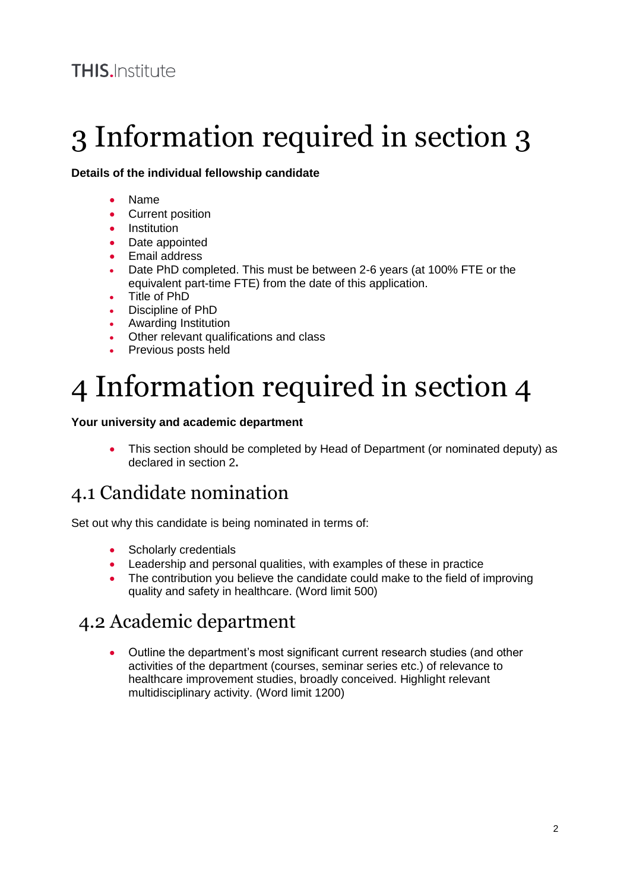# 3 Information required in section 3

**Details of the individual fellowship candidate**

- Name
- Current position
- Institution
- Date appointed
- Email address
- Date PhD completed. This must be between 2-6 years (at 100% FTE or the equivalent part-time FTE) from the date of this application.
- Title of PhD
- Discipline of PhD
- Awarding Institution
- Other relevant qualifications and class
- Previous posts held

# 4 Information required in section 4

**Your university and academic department**

- This section should be completed by Head of Department (or nominated deputy) as declared in section 2**.**

## 4.1 Candidate nomination

Set out why this candidate is being nominated in terms of:

- Scholarly credentials
- Leadership and personal qualities, with examples of these in practice
- The contribution you believe the candidate could make to the field of improving quality and safety in healthcare. (Word limit 500)

## 4.2 Academic department

- Outline the department's most significant current research studies (and other activities of the department (courses, seminar series etc.) of relevance to healthcare improvement studies, broadly conceived. Highlight relevant multidisciplinary activity. (Word limit 1200)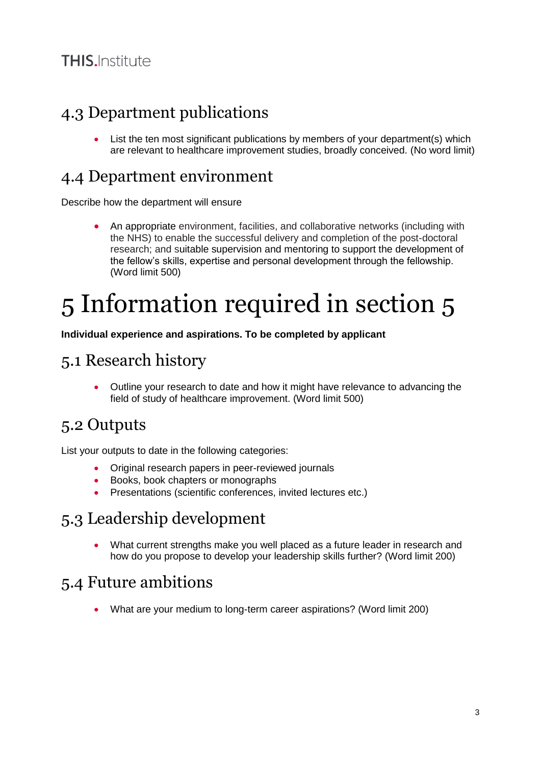## 4.3 Department publications

- List the ten most significant publications by members of your department(s) which are relevant to healthcare improvement studies, broadly conceived. (No word limit)

## 4.4 Department environment

Describe how the department will ensure

- An appropriate environment, facilities, and collaborative networks (including with the NHS) to enable the successful delivery and completion of the post-doctoral research; and suitable supervision and mentoring to support the development of the fellow's skills, expertise and personal development through the fellowship. (Word limit 500)

# 5 Information required in section 5

**Individual experience and aspirations. To be completed by applicant**

## 5.1 Research history

- Outline your research to date and how it might have relevance to advancing the field of study of healthcare improvement. (Word limit 500)

## 5.2 Outputs

List your outputs to date in the following categories:

- Original research papers in peer-reviewed journals
- Books, book chapters or monographs
- Presentations (scientific conferences, invited lectures etc.)

## 5.3 Leadership development

- What current strengths make you well placed as a future leader in research and how do you propose to develop your leadership skills further? (Word limit 200)

## 5.4 Future ambitions

- What are your medium to long-term career aspirations? (Word limit 200)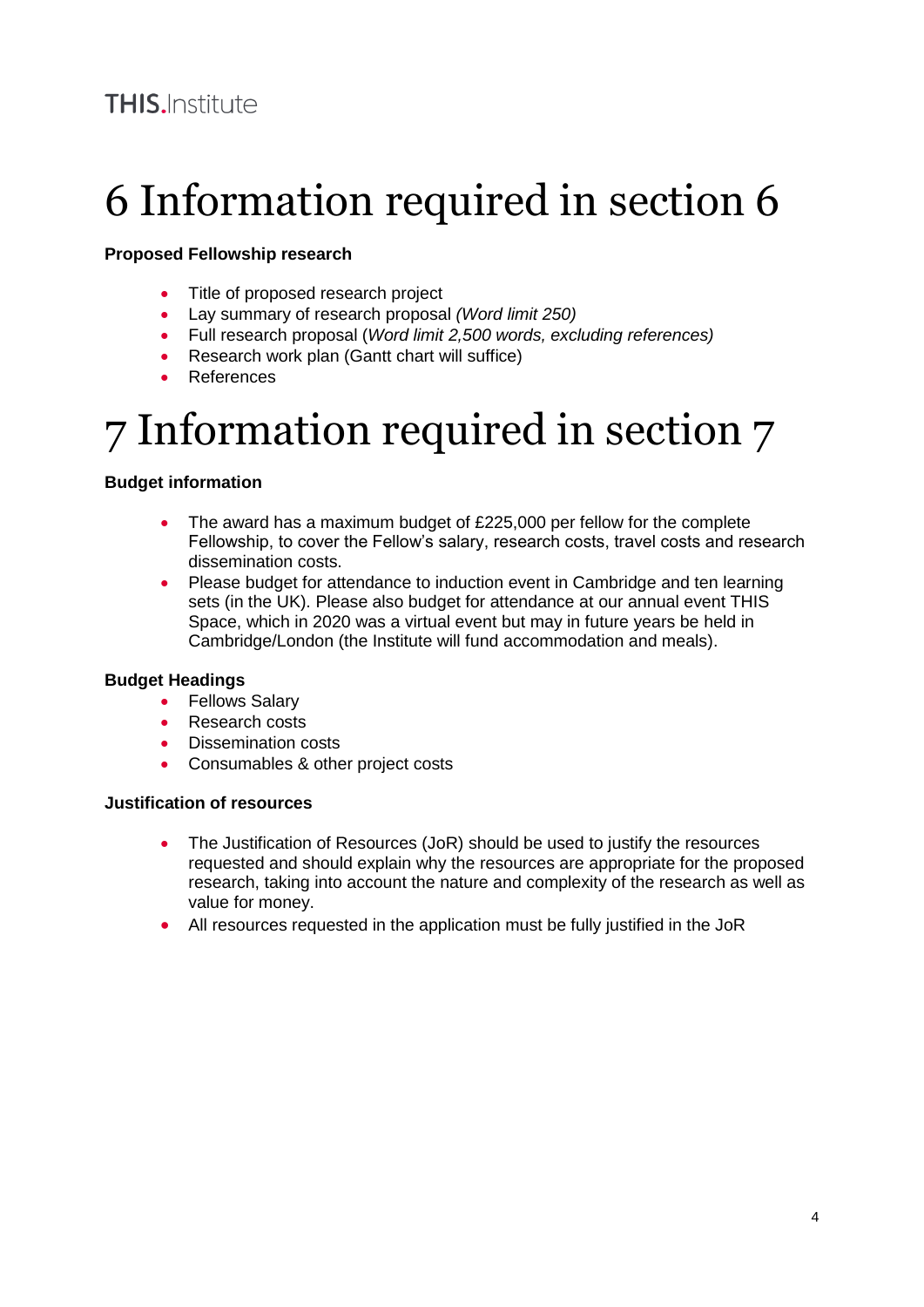# 6 Information required in section 6

**Proposed Fellowship research**

- Title of proposed research project
- Lay summary of research proposal *(Word limit 250)*
- Full research proposal (*Word limit 2,500 words, excluding references)*
- Research work plan (Gantt chart will suffice)
- References

# 7 Information required in section 7

**Budget information**

- The award has a maximum budget of £225,000 per fellow for the complete Fellowship, to cover the Fellow's salary, research costs, travel costs and research dissemination costs.
- Please budget for attendance to induction event in Cambridge and ten learning sets (in the UK). Please also budget for attendance at our annual event THIS Space, which in 2020 was a virtual event but may in future years be held in Cambridge/London (the Institute will fund accommodation and meals).

**Budget Headings**

- Fellows Salary
- Research costs
- Dissemination costs
- Consumables & other project costs

**Justification of resources**

- The Justification of Resources (JoR) should be used to justify the resources requested and should explain why the resources are appropriate for the proposed research, taking into account the nature and complexity of the research as well as value for money.
- All resources requested in the application must be fully justified in the JoR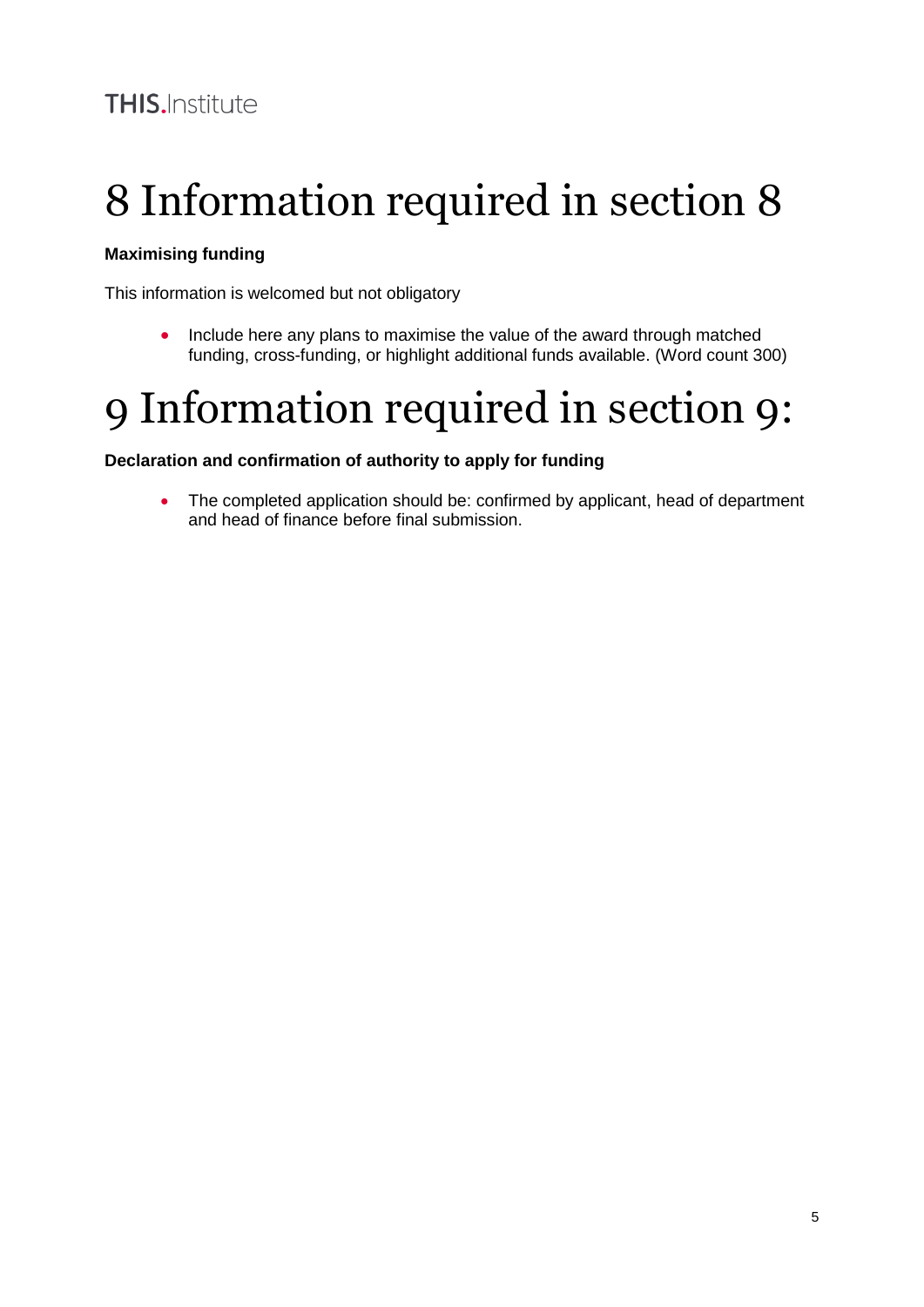# 8 Information required in section 8

**Maximising funding**

This information is welcomed but not obligatory

- Include here any plans to maximise the value of the award through matched funding, cross-funding, or highlight additional funds available. (Word count 300)

# 9 Information required in section 9:

**Declaration and confirmation of authority to apply for funding**

- The completed application should be: confirmed by applicant, head of department and head of finance before final submission.